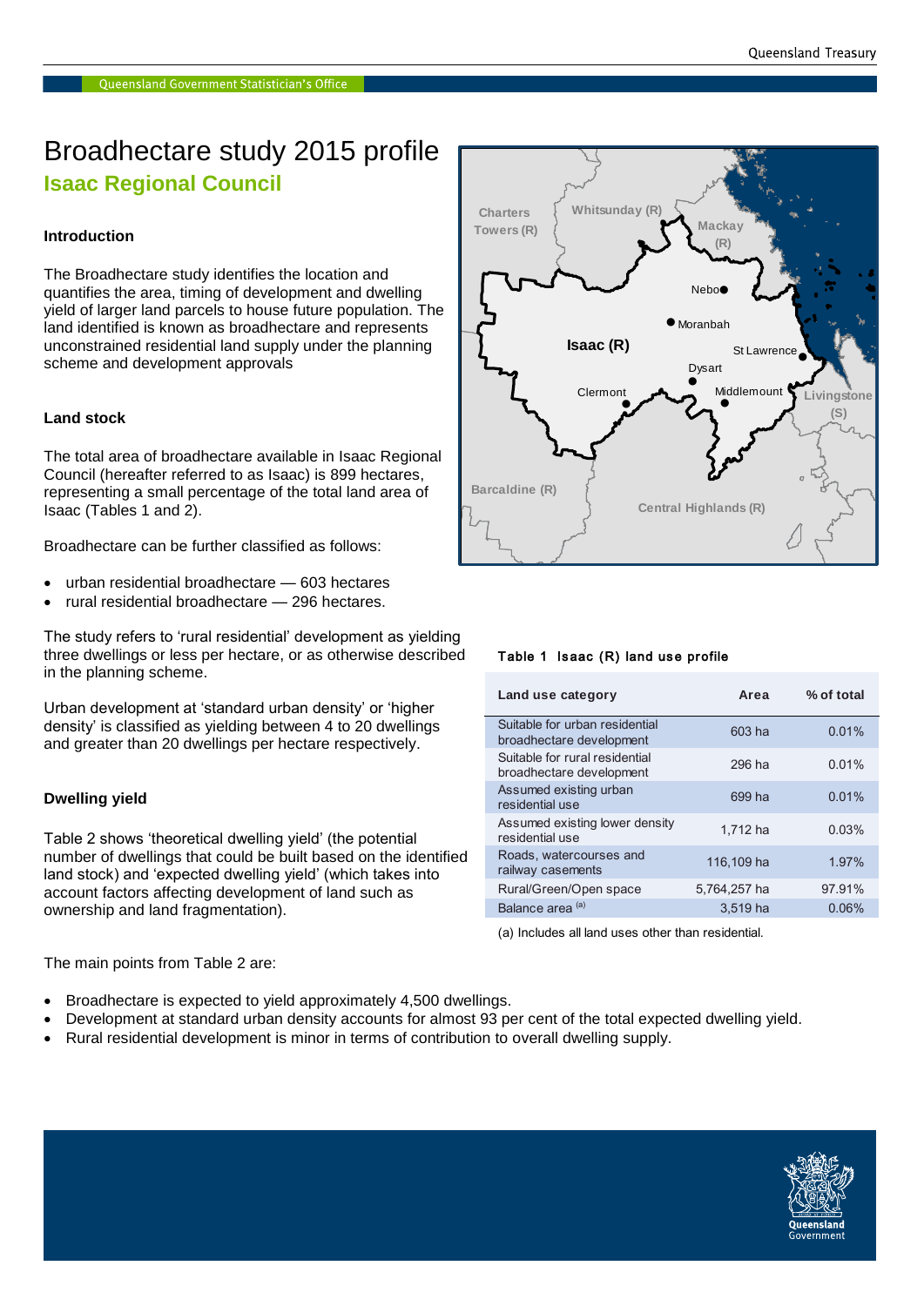# Broadhectare study 2015 profile

## Isaac Regional Council

### Introduction

The Broadhectare study identifies the location and quantifies the area, timing of development and dwelling yield of larger land parcels to house future population. The land identified is known as broadhectare and represents unconstrained residential land supply under the planning scheme and development approvals

### Land stock

The total area of broadhectare available in Isaac Regional Council (hereafter referred to as Isaac) is 899 hectares, representing a small percentage of the total land area of Isaac (Tables 1 and 2).

Broadhectare can be further classified as follows:

- urban residential broadhectare — 603 hectares
- rural residential broadhectare — 296 hectares.

The study refers to 'rural residential' development as yielding three dwellings or less per hectare, or as otherwise described in the planning scheme.

Urban development at 'standard urban density' or 'higher density' is classified as yielding between 4 to 20 dwellings and greater than 20 dwellings per hectare respectively.

### Dwelling yield

Table 2 shows 'theoretical dwelling yield' (the potential number of dwellings that could be built based on the identified land stock) and 'expected dwelling yield' (which takes into account factors affecting development of land such as ownership and land fragmentation).

**Table 1 Isaac (R) land use profile**

| Land use category | Area | % of total |
|---|---|---|
| Suitable for urban residential broadhectare development | 603 ha | 0.01% |
| Suitable for rural residential broadhectare development | 296 ha | 0.01% |
| Assumed existing urban residential use | 699 ha | 0.01% |
| Assumed existing lower density residential use | 1,712 ha | 0.03% |
| Roads, watercourses and railway casements | 116,109 ha | 1.97% |
| Rural/Green/Open space | 5,764,257 ha | 97.91% |
| Balance area [(a)] | 3,519 ha | 0.06% |

(a) Includes all land uses other than residential.

The main points from Table 2 are:

- Broadhectare is expected to yield approximately 4,500 dwellings.
- Development at standard urban density accounts for almost 93 per cent of the total expected dwelling yield.
- Rural residential development is minor in terms of contribution to overall dwelling supply.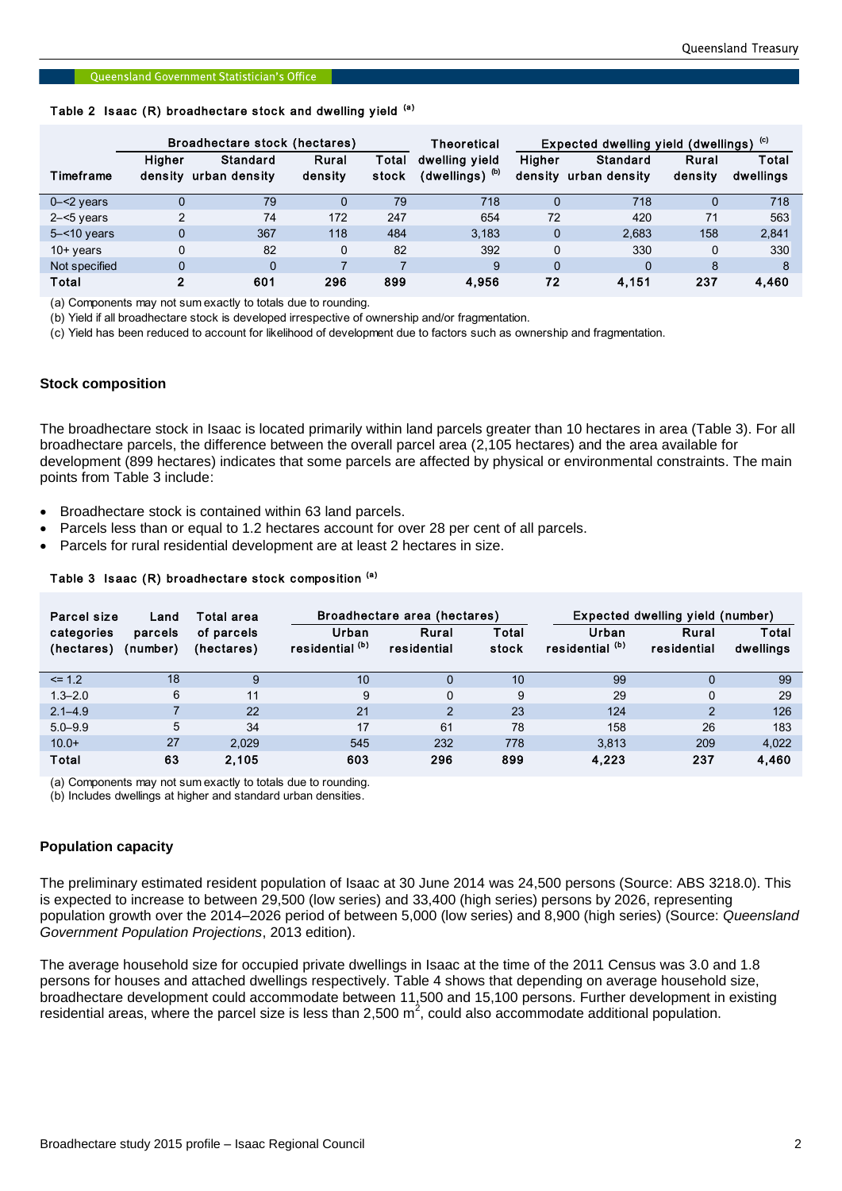**Table 2 Isaac (R) broadhectare stock and dwelling yield [(a)]**

| Timeframe | Broadhectare stock (hectares) | | | | Theoretical dwelling yield (dwellings) [(b)] | Expected dwelling yield (dwellings) [(c)] | | | |
|---|---|---|---|---|---|---|---|---|---|
| | Higher density | Standard urban density | Rural density | Total stock | | Higher density | Standard urban density | Rural density | Total dwellings |
| 0–<2 years | 0 | 79 | 0 | 79 | 718 | 0 | 718 | 0 | 718 |
| 2–<5 years | 2 | 74 | 172 | 247 | 654 | 72 | 420 | 71 | 563 |
| 5–<10 years | 0 | 367 | 118 | 484 | 3,183 | 0 | 2,683 | 158 | 2,841 |
| 10+ years | 0 | 82 | 0 | 82 | 392 | 0 | 330 | 0 | 330 |
| Not specified | 0 | 0 | 7 | 7 | 9 | 0 | 0 | 8 | 8 |
| **Total** | **2** | **601** | **296** | **899** | **4,956** | **72** | **4,151** | **237** | **4,460** |

(a) Components may not sum exactly to totals due to rounding.
(b) Yield if all broadhectare stock is developed irrespective of ownership and/or fragmentation.
(c) Yield has been reduced to account for likelihood of development due to factors such as ownership and fragmentation.

## Stock composition

The broadhectare stock in Isaac is located primarily within land parcels greater than 10 hectares in area (Table 3). For all broadhectare parcels, the difference between the overall parcel area (2,105 hectares) and the area available for development (899 hectares) indicates that some parcels are affected by physical or environmental constraints. The main points from Table 3 include:

- Broadhectare stock is contained within 63 land parcels.
- Parcels less than or equal to 1.2 hectares account for over 28 per cent of all parcels.
- Parcels for rural residential development are at least 2 hectares in size.

**Table 3 Isaac (R) broadhectare stock composition [(a)]**

| Parcel size categories (hectares) | Land parcels (number) | Total area of parcels (hectares) | Broadhectare area (hectares) | | | Expected dwelling yield (number) | | |
|---|---|---|---|---|---|---|---|---|
| | | | Urban residential [(b)] | Rural residential | Total stock | Urban residential [(b)] | Rural residential | Total dwellings |
| <= 1.2 | 18 | 9 | 10 | 0 | 10 | 99 | 0 | 99 |
| 1.3–2.0 | 6 | 11 | 9 | 0 | 9 | 29 | 0 | 29 |
| 2.1–4.9 | 7 | 22 | 21 | 2 | 23 | 124 | 2 | 126 |
| 5.0–9.9 | 5 | 34 | 17 | 61 | 78 | 158 | 26 | 183 |
| 10.0+ | 27 | 2,029 | 545 | 232 | 778 | 3,813 | 209 | 4,022 |
| **Total** | **63** | **2,105** | **603** | **296** | **899** | **4,223** | **237** | **4,460** |

(a) Components may not sum exactly to totals due to rounding.
(b) Includes dwellings at higher and standard urban densities.

## Population capacity

The preliminary estimated resident population of Isaac at 30 June 2014 was 24,500 persons (Source: ABS 3218.0). This is expected to increase to between 29,500 (low series) and 33,400 (high series) persons by 2026, representing population growth over the 2014–2026 period of between 5,000 (low series) and 8,900 (high series) (Source: *Queensland Government Population Projections*, 2013 edition).

The average household size for occupied private dwellings in Isaac at the time of the 2011 Census was 3.0 and 1.8 persons for houses and attached dwellings respectively. Table 4 shows that depending on average household size, broadhectare development could accommodate between 11,500 and 15,100 persons. Further development in existing residential areas, where the parcel size is less than 2,500 $m^2$, could also accommodate additional population.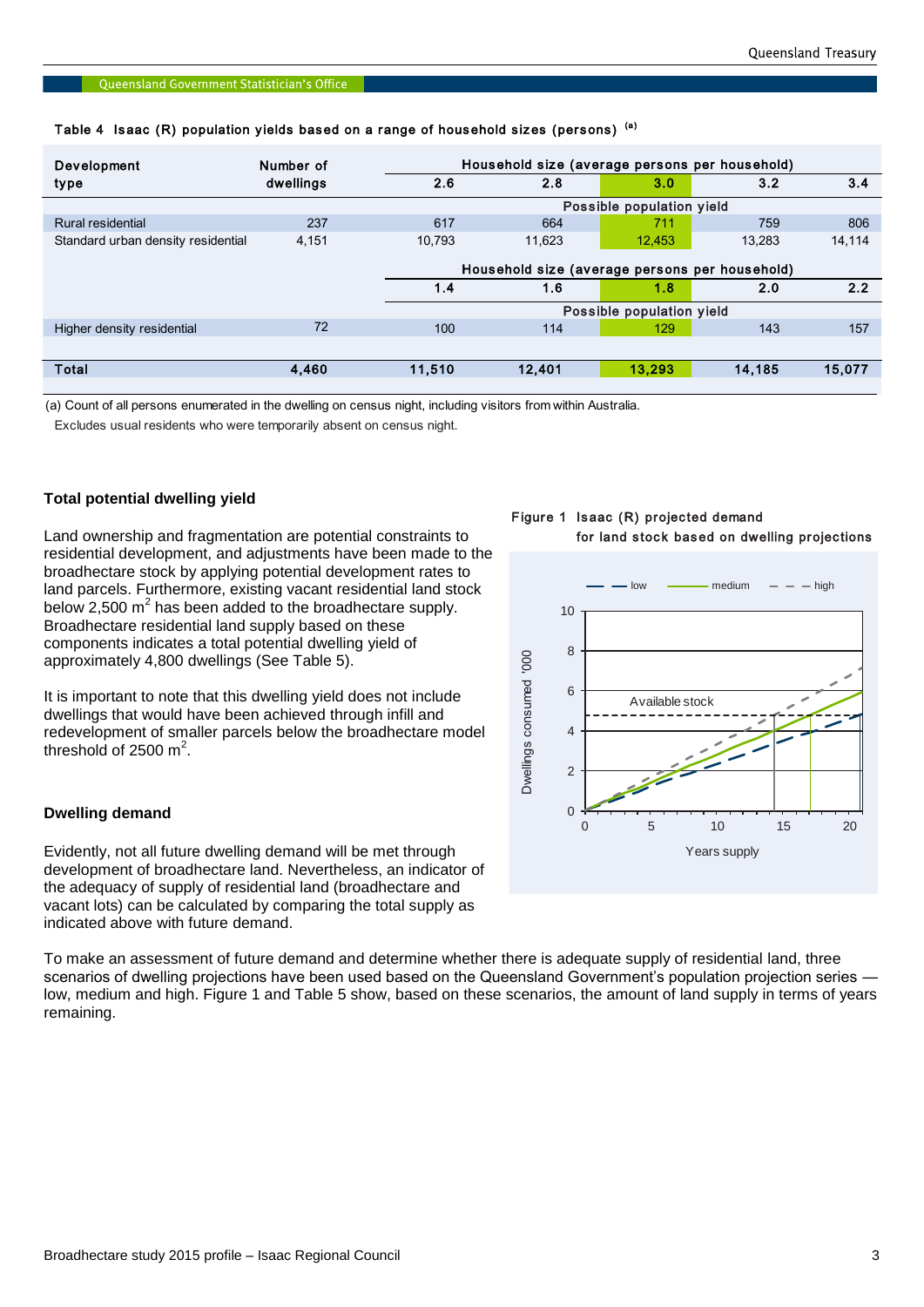Table 4 Isaac (R) population yields based on a range of household sizes (persons) [(a)]

| Development type | Number of dwellings | Household size (average persons per household) | | | | |
|---|---|---|---|---|---|---|
| | | 2.6 | 2.8 | 3.0 | 3.2 | 3.4 |
| | | Possible population yield | | | | |
| Rural residential | 237 | 617 | 664 | 711 | 759 | 806 |
| Standard urban density residential | 4,151 | 10,793 | 11,623 | 12,453 | 13,283 | 14,114 |
| | | Household size (average persons per household) | | | | |
| | | 1.4 | 1.6 | 1.8 | 2.0 | 2.2 |
| | | Possible population yield | | | | |
| Higher density residential | 72 | 100 | 114 | 129 | 143 | 157 |
| **Total** | **4,460** | **11,510** | **12,401** | **13,293** | **14,185** | **15,077** |

(a) Count of all persons enumerated in the dwelling on census night, including visitors from within Australia. Excludes usual residents who were temporarily absent on census night.

### Total potential dwelling yield

Land ownership and fragmentation are potential constraints to residential development, and adjustments have been made to the broadhectare stock by applying potential development rates to land parcels. Furthermore, existing vacant residential land stock below 2,500 $m^2$ has been added to the broadhectare supply. Broadhectare residential land supply based on these components indicates a total potential dwelling yield of approximately 4,800 dwellings (See Table 5).

It is important to note that this dwelling yield does not include dwellings that would have been achieved through infill and redevelopment of smaller parcels below the broadhectare model threshold of 2500 $m^2$.

### Dwelling demand

Evidently, not all future dwelling demand will be met through development of broadhectare land. Nevertheless, an indicator of the adequacy of supply of residential land (broadhectare and vacant lots) can be calculated by comparing the total supply as indicated above with future demand.

Figure 1 Isaac (R) projected demand for land stock based on dwelling projections

To make an assessment of future demand and determine whether there is adequate supply of residential land, three scenarios of dwelling projections have been used based on the Queensland Government's population projection series — low, medium and high. Figure 1 and Table 5 show, based on these scenarios, the amount of land supply in terms of years remaining.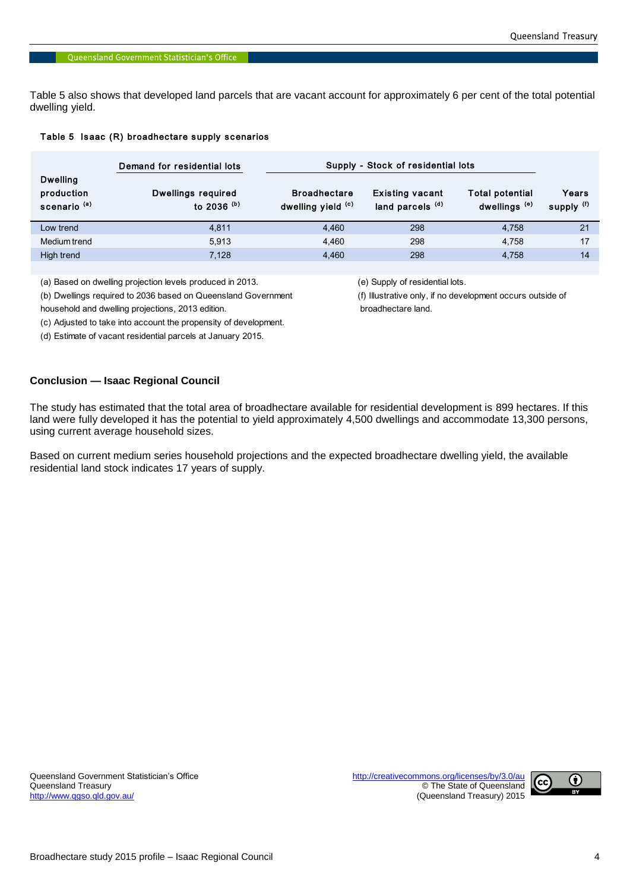Table 5 also shows that developed land parcels that are vacant account for approximately 6 per cent of the total potential dwelling yield.

**Table 5 Isaac (R) broadhectare supply scenarios**

| Dwelling production scenario [(a)] | Demand for residential lots | Supply - Stock of residential lots | | | |
|---|---|---|---|---|---|
| | Dwellings required to 2036 [(b)] | Broadhectare dwelling yield [(c)] | Existing vacant land parcels [(d)] | Total potential dwellings [(e)] | Years supply [(f)] |
| Low trend | 4,811 | 4,460 | 298 | 4,758 | 21 |
| Medium trend | 5,913 | 4,460 | 298 | 4,758 | 17 |
| High trend | 7,128 | 4,460 | 298 | 4,758 | 14 |

(a) Based on dwelling projection levels produced in 2013.

(b) Dwellings required to 2036 based on Queensland Government household and dwelling projections, 2013 edition.

(c) Adjusted to take into account the propensity of development.

(d) Estimate of vacant residential parcels at January 2015.

(e) Supply of residential lots.

(f) Illustrative only, if no development occurs outside of broadhectare land.

### Conclusion — Isaac Regional Council

The study has estimated that the total area of broadhectare available for residential development is 899 hectares. If this land were fully developed it has the potential to yield approximately 4,500 dwellings and accommodate 13,300 persons, using current average household sizes.

Based on current medium series household projections and the expected broadhectare dwelling yield, the available residential land stock indicates 17 years of supply.

Queensland Government Statistician's Office
Queensland Treasury
http://www.qgso.qld.gov.au/

http://creativecommons.org/licenses/by/3.0/au
© The State of Queensland (Queensland Treasury) 2015